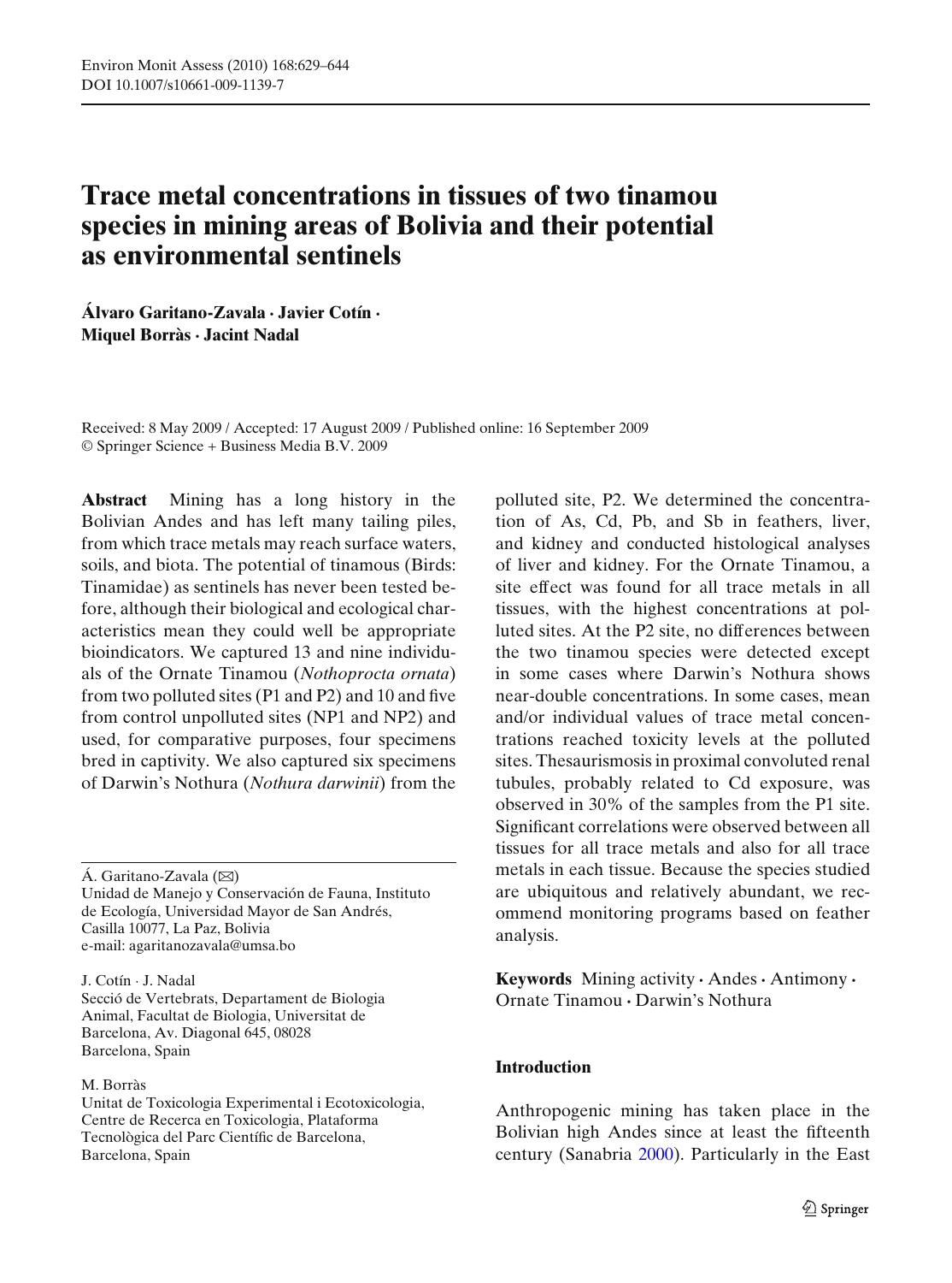# Trace metal concentrations in tissues of two tinamou species in mining areas of Bolivia and their potential as environmental sentinels

**Álvaro Garitano-Zavala · Javier Cotín · Miquel Borràs · Jacint Nadal**

Received: 8 May 2009 / Accepted: 17 August 2009 / Published online: 16 September 2009
© Springer Science + Business Media B.V. 2009

**Abstract** Mining has a long history in the Bolivian Andes and has left many tailing piles, from which trace metals may reach surface waters, soils, and biota. The potential of tinamous (Birds: Tinamidae) as sentinels has never been tested before, although their biological and ecological characteristics mean they could well be appropriate bioindicators. We captured 13 and nine individuals of the Ornate Tinamou (*Nothoprocta ornata*) from two polluted sites (P1 and P2) and 10 and five from control unpolluted sites (NP1 and NP2) and used, for comparative purposes, four specimens bred in captivity. We also captured six specimens of Darwin's Nothura (*Nothura darwinii*) from the polluted site, P2. We determined the concentration of As, Cd, Pb, and Sb in feathers, liver, and kidney and conducted histological analyses of liver and kidney. For the Ornate Tinamou, a site effect was found for all trace metals in all tissues, with the highest concentrations at polluted sites. At the P2 site, no differences between the two tinamou species were detected except in some cases where Darwin's Nothura shows near-double concentrations. In some cases, mean and/or individual values of trace metal concentrations reached toxicity levels at the polluted sites. Thesaurismosis in proximal convoluted renal tubules, probably related to Cd exposure, was observed in 30% of the samples from the P1 site. Significant correlations were observed between all tissues for all trace metals and also for all trace metals in each tissue. Because the species studied are ubiquitous and relatively abundant, we recommend monitoring programs based on feather analysis.

**Keywords** Mining activity · Andes · Antimony · Ornate Tinamou · Darwin's Nothura

Á. Garitano-Zavala (✉)
Unidad de Manejo y Conservación de Fauna, Instituto de Ecología, Universidad Mayor de San Andrés, Casilla 10077, La Paz, Bolivia
e-mail: agaritanozavala@umsa.bo

J. Cotín · J. Nadal
Secció de Vertebrats, Departament de Biologia Animal, Facultat de Biologia, Universitat de Barcelona, Av. Diagonal 645, 08028 Barcelona, Spain

M. Borràs
Unitat de Toxicologia Experimental i Ecotoxicologia, Centre de Recerca en Toxicologia, Plataforma Tecnològica del Parc Científic de Barcelona, Barcelona, Spain

## Introduction

Anthropogenic mining has taken place in the Bolivian high Andes since at least the fifteenth century (Sanabria 2000). Particularly in the East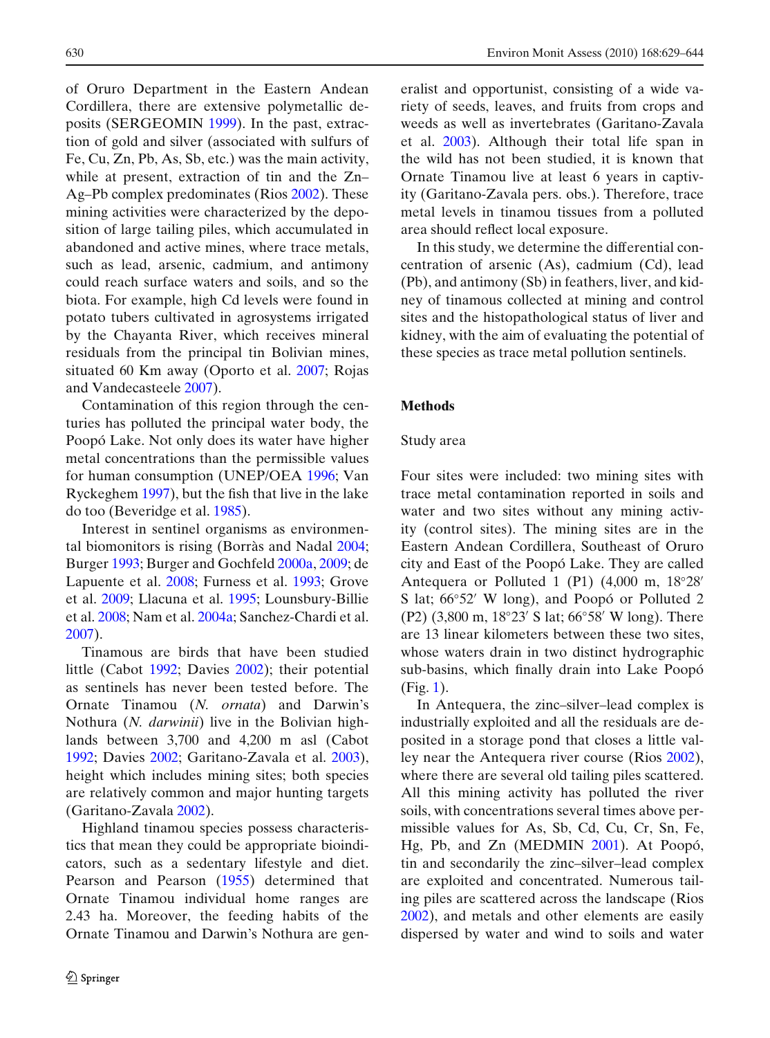of Oruro Department in the Eastern Andean Cordillera, there are extensive polymetallic deposits (SERGEOMIN 1999). In the past, extraction of gold and silver (associated with sulfurs of Fe, Cu, Zn, Pb, As, Sb, etc.) was the main activity, while at present, extraction of tin and the Zn–Ag–Pb complex predominates (Rios 2002). These mining activities were characterized by the deposition of large tailing piles, which accumulated in abandoned and active mines, where trace metals, such as lead, arsenic, cadmium, and antimony could reach surface waters and soils, and so the biota. For example, high Cd levels were found in potato tubers cultivated in agrosystems irrigated by the Chayanta River, which receives mineral residuals from the principal tin Bolivian mines, situated 60 Km away (Oporto et al. 2007; Rojas and Vandecasteele 2007).

Contamination of this region through the centuries has polluted the principal water body, the Poopó Lake. Not only does its water have higher metal concentrations than the permissible values for human consumption (UNEP/OEA 1996; Van Ryckeghem 1997), but the fish that live in the lake do too (Beveridge et al. 1985).

Interest in sentinel organisms as environmental biomonitors is rising (Borràs and Nadal 2004; Burger 1993; Burger and Gochfeld 2000a, 2009; de Lapuente et al. 2008; Furness et al. 1993; Grove et al. 2009; Llacuna et al. 1995; Lounsbury-Billie et al. 2008; Nam et al. 2004a; Sanchez-Chardi et al. 2007).

Tinamous are birds that have been studied little (Cabot 1992; Davies 2002); their potential as sentinels has never been tested before. The Ornate Tinamou (*N. ornata*) and Darwin's Nothura (*N. darwinii*) live in the Bolivian highlands between 3,700 and 4,200 m asl (Cabot 1992; Davies 2002; Garitano-Zavala et al. 2003), height which includes mining sites; both species are relatively common and major hunting targets (Garitano-Zavala 2002).

Highland tinamou species possess characteristics that mean they could be appropriate bioindicators, such as a sedentary lifestyle and diet. Pearson and Pearson (1955) determined that Ornate Tinamou individual home ranges are 2.43 ha. Moreover, the feeding habits of the Ornate Tinamou and Darwin's Nothura are generalist and opportunist, consisting of a wide variety of seeds, leaves, and fruits from crops and weeds as well as invertebrates (Garitano-Zavala et al. 2003). Although their total life span in the wild has not been studied, it is known that Ornate Tinamou live at least 6 years in captivity (Garitano-Zavala pers. obs.). Therefore, trace metal levels in tinamou tissues from a polluted area should reflect local exposure.

In this study, we determine the differential concentration of arsenic (As), cadmium (Cd), lead (Pb), and antimony (Sb) in feathers, liver, and kidney of tinamous collected at mining and control sites and the histopathological status of liver and kidney, with the aim of evaluating the potential of these species as trace metal pollution sentinels.

## Methods

### Study area

Four sites were included: two mining sites with trace metal contamination reported in soils and water and two sites without any mining activity (control sites). The mining sites are in the Eastern Andean Cordillera, Southeast of Oruro city and East of the Poopó Lake. They are called Antequera or Polluted 1 (P1) (4,000 m, 18°28′ S lat; 66°52′ W long), and Poopó or Polluted 2 (P2) (3,800 m, 18°23′ S lat; 66°58′ W long). There are 13 linear kilometers between these two sites, whose waters drain in two distinct hydrographic sub-basins, which finally drain into Lake Poopó (Fig. 1).

In Antequera, the zinc–silver–lead complex is industrially exploited and all the residuals are deposited in a storage pond that closes a little valley near the Antequera river course (Rios 2002), where there are several old tailing piles scattered. All this mining activity has polluted the river soils, with concentrations several times above permissible values for As, Sb, Cd, Cu, Cr, Sn, Fe, Hg, Pb, and Zn (MEDMIN 2001). At Poopó, tin and secondarily the zinc–silver–lead complex are exploited and concentrated. Numerous tailing piles are scattered across the landscape (Rios 2002), and metals and other elements are easily dispersed by water and wind to soils and water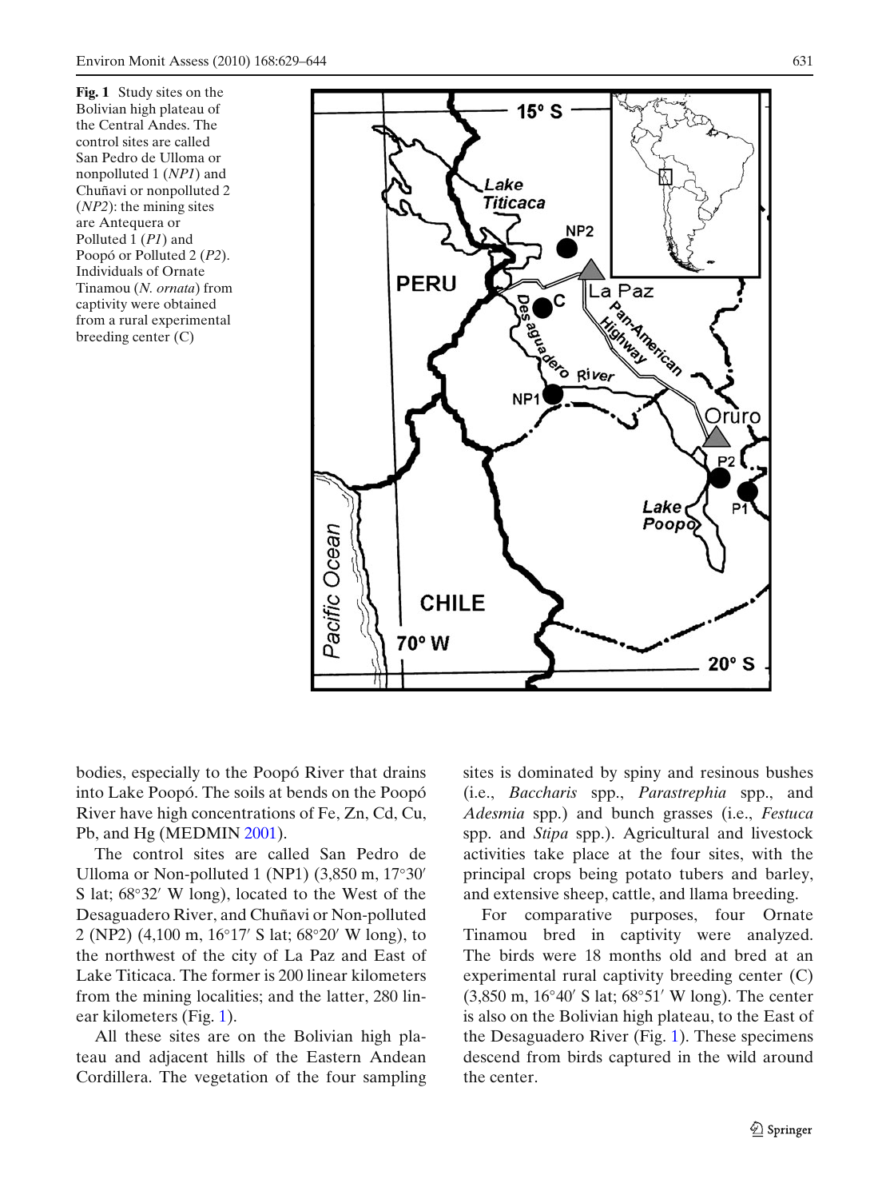**Fig. 1** Study sites on the Bolivian high plateau of the Central Andes. The control sites are called San Pedro de Ulloma or nonpolluted 1 (*NP1*) and Chuñavi or nonpolluted 2 (*NP2*): the mining sites are Antequera or Polluted 1 (*P1*) and Poopó or Polluted 2 (*P2*). Individuals of Ornate Tinamou (*N. ornata*) from captivity were obtained from a rural experimental breeding center (C)

bodies, especially to the Poopó River that drains into Lake Poopó. The soils at bends on the Poopó River have high concentrations of Fe, Zn, Cd, Cu, Pb, and Hg (MEDMIN 2001).

The control sites are called San Pedro de Ulloma or Non-polluted 1 (NP1) (3,850 m, 17°30′ S lat; 68°32′ W long), located to the West of the Desaguadero River, and Chuñavi or Non-polluted 2 (NP2) (4,100 m, 16°17′ S lat; 68°20′ W long), to the northwest of the city of La Paz and East of Lake Titicaca. The former is 200 linear kilometers from the mining localities; and the latter, 280 linear kilometers (Fig. 1).

All these sites are on the Bolivian high plateau and adjacent hills of the Eastern Andean Cordillera. The vegetation of the four sampling sites is dominated by spiny and resinous bushes (i.e., *Baccharis* spp., *Parastrephia* spp., and *Adesmia* spp.) and bunch grasses (i.e., *Festuca* spp. and *Stipa* spp.). Agricultural and livestock activities take place at the four sites, with the principal crops being potato tubers and barley, and extensive sheep, cattle, and llama breeding.

For comparative purposes, four Ornate Tinamou bred in captivity were analyzed. The birds were 18 months old and bred at an experimental rural captivity breeding center (C) (3,850 m, 16°40′ S lat; 68°51′ W long). The center is also on the Bolivian high plateau, to the East of the Desaguadero River (Fig. 1). These specimens descend from birds captured in the wild around the center.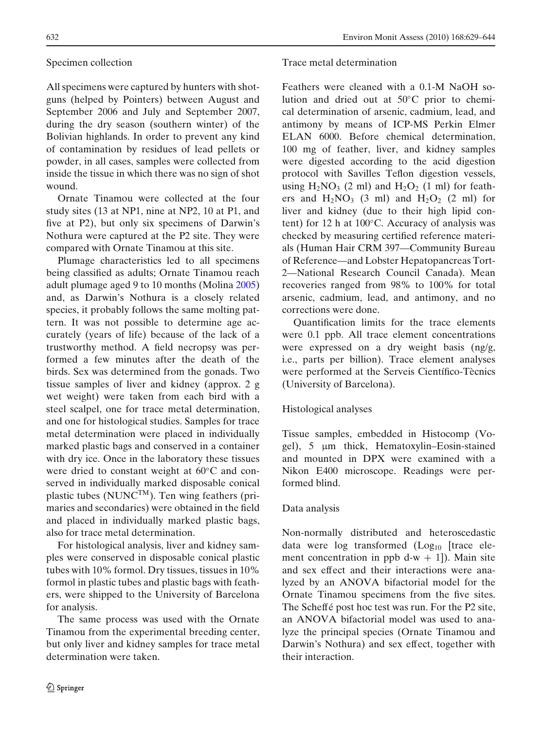## Specimen collection

All specimens were captured by hunters with shotguns (helped by Pointers) between August and September 2006 and July and September 2007, during the dry season (southern winter) of the Bolivian highlands. In order to prevent any kind of contamination by residues of lead pellets or powder, in all cases, samples were collected from inside the tissue in which there was no sign of shot wound.

Ornate Tinamou were collected at the four study sites (13 at NP1, nine at NP2, 10 at P1, and five at P2), but only six specimens of Darwin's Nothura were captured at the P2 site. They were compared with Ornate Tinamou at this site.

Plumage characteristics led to all specimens being classified as adults; Ornate Tinamou reach adult plumage aged 9 to 10 months (Molina 2005) and, as Darwin's Nothura is a closely related species, it probably follows the same molting pattern. It was not possible to determine age accurately (years of life) because of the lack of a trustworthy method. A field necropsy was performed a few minutes after the death of the birds. Sex was determined from the gonads. Two tissue samples of liver and kidney (approx. 2 g wet weight) were taken from each bird with a steel scalpel, one for trace metal determination, and one for histological studies. Samples for trace metal determination were placed in individually marked plastic bags and conserved in a container with dry ice. Once in the laboratory these tissues were dried to constant weight at 60°C and conserved in individually marked disposable conical plastic tubes (NUNC™). Ten wing feathers (primaries and secondaries) were obtained in the field and placed in individually marked plastic bags, also for trace metal determination.

For histological analysis, liver and kidney samples were conserved in disposable conical plastic tubes with 10% formol. Dry tissues, tissues in 10% formol in plastic tubes and plastic bags with feathers, were shipped to the University of Barcelona for analysis.

The same process was used with the Ornate Tinamou from the experimental breeding center, but only liver and kidney samples for trace metal determination were taken.

## Trace metal determination

Feathers were cleaned with a 0.1-M NaOH solution and dried out at 50°C prior to chemical determination of arsenic, cadmium, lead, and antimony by means of ICP-MS Perkin Elmer ELAN 6000. Before chemical determination, 100 mg of feather, liver, and kidney samples were digested according to the acid digestion protocol with Savilles Teflon digestion vessels, using $H_2NO_3$ (2 ml) and $H_2O_2$ (1 ml) for feathers and $H_2NO_3$ (3 ml) and $H_2O_2$ (2 ml) for liver and kidney (due to their high lipid content) for 12 h at 100°C. Accuracy of analysis was checked by measuring certified reference materials (Human Hair CRM 397—Community Bureau of Reference—and Lobster Hepatopancreas Tort-2—National Research Council Canada). Mean recoveries ranged from 98% to 100% for total arsenic, cadmium, lead, and antimony, and no corrections were done.

Quantification limits for the trace elements were 0.1 ppb. All trace element concentrations were expressed on a dry weight basis (ng/g, i.e., parts per billion). Trace element analyses were performed at the Serveis Científico-Tècnics (University of Barcelona).

## Histological analyses

Tissue samples, embedded in Histocomp (Vogel), 5 μm thick, Hematoxylin–Eosin-stained and mounted in DPX were examined with a Nikon E400 microscope. Readings were performed blind.

## Data analysis

Non-normally distributed and heteroscedastic data were log transformed ($\text{Log}_{10}$ [trace element concentration in ppb d-w + 1]). Main site and sex effect and their interactions were analyzed by an ANOVA bifactorial model for the Ornate Tinamou specimens from the five sites. The Scheffé post hoc test was run. For the P2 site, an ANOVA bifactorial model was used to analyze the principal species (Ornate Tinamou and Darwin's Nothura) and sex effect, together with their interaction.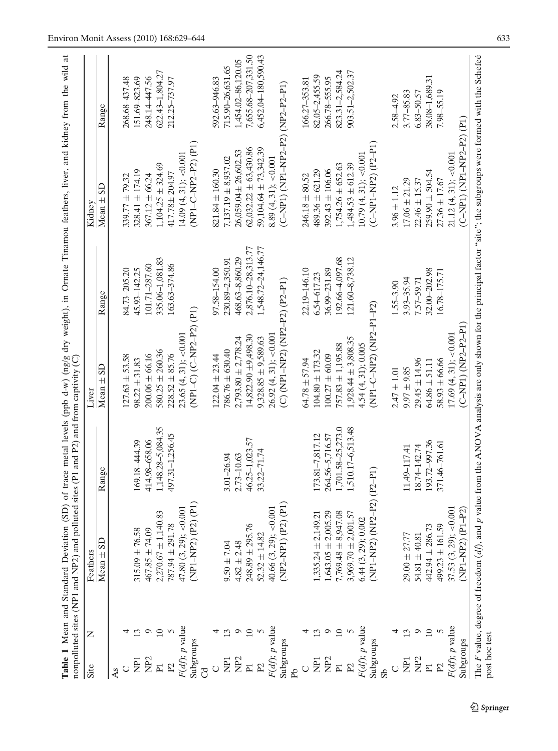**Table 1** Mean and Standard Deviation (SD) of trace metal levels (ppb d-w) (ng/g dry weight), in Ornate Tinamou feathers, liver, and kidney from the wild at nonpolluted sites (NP1 and NP2) and polluted sites (P1 and P2) and from captivity (C)

| Site | N | Feathers | | Liver | | Kidney | |
|---|---|---|---|---|---|---|---|
| | | Mean ± SD | Range | Mean ± SD | Range | Mean ± SD | Range |
| As | | | | | | | |
| C | 4 | | | 127.63 ± 53.58 | 84.73–205.20 | 339.77 ± 79.32 | 268.68–437.48 |
| NP1 | 13 | 315.09 ± 76.58 | 169.18–444.39 | 98.22 ± 31.83 | 45.93–142.25 | 328.41 ± 174.19 | 151.69–823.69 |
| NP2 | 9 | 467.85 ± 74.09 | 414.98–658.06 | 200.06 ± 66.16 | 101.71–287.60 | 367.12 ± 66.24 | 248.14–447.56 |
| P1 | 10 | 2,270.67 ± 1,140.83 | 1,148.28–5,084.35 | 580.25 ± 260.36 | 335.06–1,081.83 | 1,104.25 ± 324.69 | 622.43–1,804.27 |
| P2 | 5 | 787.94 ± 291.78 | 497.31–1,256.45 | 228.52 ± 85.76 | 163.63–374.86 | 417.78± 204.97 | 212.25–737.97 |
| $F(df)$; $p$ value | | 47.80 (3, 29); <0.001 | | 23.65 (4, 31); <0.001 | | 14.09 (4, 31); <0.001 | |
| Subgroups | | (NP1–NP2) (P2) (P1) | | (NP1–C) (C–NP2–P2) (P1) | | (NP1–C–NP2–P2) (P1) | |
| Cd | | | | | | | |
| C | 4 | 9.50 ± 7.04 | 3.01–26.94 | 122.04 ± 23.44 | 97.58–154.00 | 821.84 ± 160.30 | 592.63–946.83 |
| NP1 | 13 | 4.82 ± 2.48 | 2.73–10.63 | 786.76 ± 630.40 | 230.89–2,350.91 | 7,137.19 ± 8,937.02 | 715.90–26,631.65 |
| NP2 | 9 | 248.89 ± 295.76 | 46.25–1,023.57 | 2,793.80 ± 2,778.24 | 468.63–8,860.29 | 26,059.04± 26,602.53 | 1,454.02–86,120.05 |
| P1 | 10 | 52.32 ± 14.82 | 33.22–71.74 | 14,822.90 ±9,498.30 | 2,876.10–28,313.77 | 62,032.22 ± 63,430.86 | 7,655.68–207,331.50 |
| P2 | 5 | | | 9,328.85 ± 9,589.63 | 1,548.72–24,146.77 | 59,104.64 ± 73,342.39 | 6,452.04–180,590.43 |
| $F(df)$; $p$ value | | 40.66 (3, 29); <0.001 | | 26.92 (4, 31); <0.001 | | 8.89 (4, 31); <0.001 | |
| Subgroups | | (NP2–NP1) (P2) (P1) | | (C) (NP1–NP2) (NP2–P2) (P2–P1) | | (C–NP1) (NP1–NP2–P2) (NP2–P2–P1) | |
| Pb | | | | | | | |
| C | 4 | | | 64.78 ± 57.94 | 22.19–146.10 | 246.18 ± 80.52 | 166.27–353.81 |
| NP1 | 13 | 1,335.24 ± 2,149.21 | 173.81–7,817.12 | 104.80 ± 173.32 | 6.54–617.23 | 489.36 ± 621.29 | 82.05–2,455.59 |
| NP2 | 9 | 1,643.05 ± 2,005.29 | 264.56–5,716.57 | 100.27 ± 60.09 | 36.99–231.89 | 392.43 ± 106.06 | 266.78–555.95 |
| P1 | 10 | 7,769.48 ± 8,947.08 | 1,701.58–25,273.0 | 757.83 ± 1,195.88 | 192.66–4,097.68 | 1,754.26 ± 652.63 | 823.31–2,584.24 |
| P2 | 5 | 3,969.70 ± 2,001.57 | 1,510.17–6,513.48 | 1,928.44 ± 3,808.35 | 121.60–8,738.12 | 1,484.53 ± 612.39 | 903.51–2,502.37 |
| $F(df)$; $p$ value | | 6.44 (3, 29); 0.002 | | 4.54 (4, 31); 0.005 | | 10.79 (4, 31); <0.001 | |
| Subgroups | | (NP1–NP2) (NP2–P2) (P2–P1) | | (NP1–C–NP2) (NP2–P1–P2) | | (C–NP1–NP2) (P2–P1) | |
| Sb | | | | | | | |
| C | 4 | | | 2.47 ± 1.01 | 1.55–3.90 | 3.96 ± 1.12 | 2.58–4.92 |
| NP1 | 13 | 29.00 ± 27.77 | 11.49–117.41 | 9.97 ± 9.85 | 3.93–35.94 | 17.06 ± 21.29 | 3.77–85.83 |
| NP2 | 9 | 54.81 ± 40.81 | 18.74–142.74 | 29.45 ± 14.96 | 7.57–59.71 | 22.46 ± 15.37 | 6.83–50.57 |
| P1 | 10 | 442.94 ± 286.73 | 193.72–997.36 | 64.86 ± 51.11 | 32.00–202.98 | 259.90 ± 504.54 | 38.08–1,689.31 |
| P2 | 5 | 499.23 ± 161.59 | 371.46–761.61 | 58.93 ± 66.66 | 16.78–175.71 | 27.36 ± 17.67 | 7.98–55.19 |
| $F(df)$; $p$ value | | 37.53 (3, 29); <0.001 | | 17.69 (4, 31); <0.001 | | 21.12 (4, 31); <0.001 | |
| Subgroups | | (NP1–NP2) (P1–P2) | | (C–NP1) (NP2–P2–P1) | | (C–NP1) (NP1–NP2–P2) (P1) | |

The $F$ value, degree of freedom ($df$), and $p$ value from the ANOVA analysis are only shown for the principal factor "site"; the subgroups were formed with the Schefeé post hoc test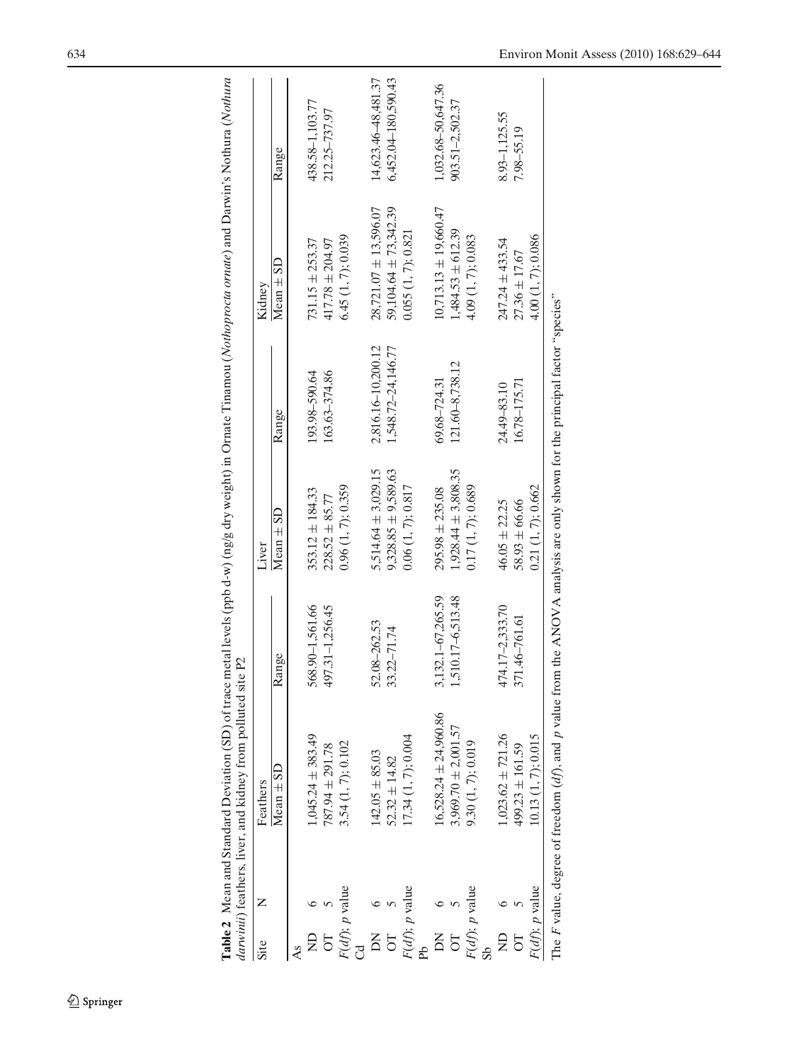**Table 2** Mean and Standard Deviation (SD) of trace metal levels (ppb d-w) (ng/g dry weight) in Ornate Tinamou (*Nothoprocta ornate*) and Darwin's Nothura (*Nothura darwinii*) feathers, liver, and kidney from polluted site P2

| Site | N | Feathers | | Liver | | Kidney | |
|---|---|---|---|---|---|---|---|
| | | Mean ± SD | Range | Mean ± SD | Range | Mean ± SD | Range |
| As | | | | | | | |
| ND | 6 | 1,045.24 ± 383.49 | 568.90–1,561.66 | 353.12 ± 184.33 | 193.98–590.64 | 731.15 ± 253.37 | 438.58–1,103.77 |
| OT | 5 | 787.94 ± 291.78 | 497.31–1,256.45 | 228.52 ± 85.77 | 163.63–374.86 | 417.78 ± 204.97 | 212.25–737.97 |
| *F*(*df*); *p* value | | 3.54 (1, 7); 0.102 | | 0.96 (1, 7); 0.359 | | 6.45 (1, 7); 0.039 | |
| Cd | | | | | | | |
| DN | 6 | 142.05 ± 85.03 | 52.08–262.53 | 5,514.64 ± 3,029.15 | 2,816.16–10,200.12 | 28,721.07 ± 13,596.07 | 14,623.46–48,481.37 |
| OT | 5 | 52.32 ± 14.82 | 33.22–71.74 | 9,328.85 ± 9,589.63 | 1,548.72–24,146.77 | 59,104.64 ± 73,342.39 | 6,452.04–180,590.43 |
| *F*(*df*); *p* value | | 17.34 (1, 7); 0.004 | | 0.06 (1, 7); 0.817 | | 0.055 (1, 7); 0.821 | |
| Pb | | | | | | | |
| DN | 6 | 16,528.24 ± 24,960.86 | 3,132.1–67,265.59 | 295.98 ± 235.08 | 69.68–724.31 | 10,713.13 ± 19,660.47 | 1,032.68–50,647.36 |
| OT | 5 | 3,969.70 ± 2,001.57 | 1,510.17–6,513.48 | 1,928.44 ± 3,808.35 | 121.60–8,738.12 | 1,484.53 ± 612.39 | 903.51–2,502.37 |
| *F*(*df*); *p* value | | 9.30 (1, 7); 0.019 | | 0.17 (1, 7); 0.689 | | 4.09 (1, 7); 0.083 | |
| Sb | | | | | | | |
| ND | 6 | 1,023.62 ± 721.26 | 474.17–2,333.70 | 46.05 ± 22.25 | 24.49–83.10 | 247.24 ± 433.54 | 8.93–1,125.55 |
| OT | 5 | 499.23 ± 161.59 | 371.46–761.61 | 58.93 ± 66.66 | 16.78–175.71 | 27.36 ± 17.67 | 7.98–55.19 |
| *F*(*df*); *p* value | | 10.13 (1, 7); 0.015 | | 0.21 (1, 7); 0.662 | | 4.00 (1, 7); 0.086 | |

The *F* value, degree of freedom (*df*), and *p* value from the ANOVA analysis are only shown for the principal factor "species"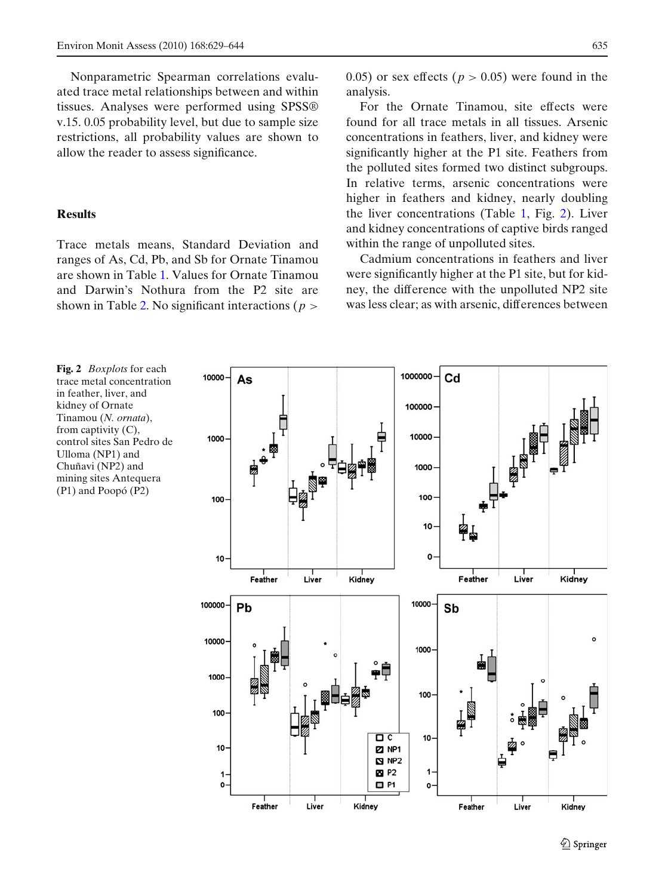Nonparametric Spearman correlations evaluated trace metal relationships between and within tissues. Analyses were performed using SPSS® v.15. 0.05 probability level, but due to sample size restrictions, all probability values are shown to allow the reader to assess significance.

## Results

Trace metals means, Standard Deviation and ranges of As, Cd, Pb, and Sb for Ornate Tinamou are shown in Table 1. Values for Ornate Tinamou and Darwin's Nothura from the P2 site are shown in Table 2. No significant interactions ($p > 0.05$) or sex effects ($p > 0.05$) were found in the analysis.

For the Ornate Tinamou, site effects were found for all trace metals in all tissues. Arsenic concentrations in feathers, liver, and kidney were significantly higher at the P1 site. Feathers from the polluted sites formed two distinct subgroups. In relative terms, arsenic concentrations were higher in feathers and kidney, nearly doubling the liver concentrations (Table 1, Fig. 2). Liver and kidney concentrations of captive birds ranged within the range of unpolluted sites.

Cadmium concentrations in feathers and liver were significantly higher at the P1 site, but for kidney, the difference with the unpolluted NP2 site was less clear; as with arsenic, differences between

**Fig. 2** *Boxplots* for each trace metal concentration in feather, liver, and kidney of Ornate Tinamou (*N. ornata*), from captivity (C), control sites San Pedro de Ulloma (NP1) and Chuñavi (NP2) and mining sites Antequera (P1) and Poopó (P2)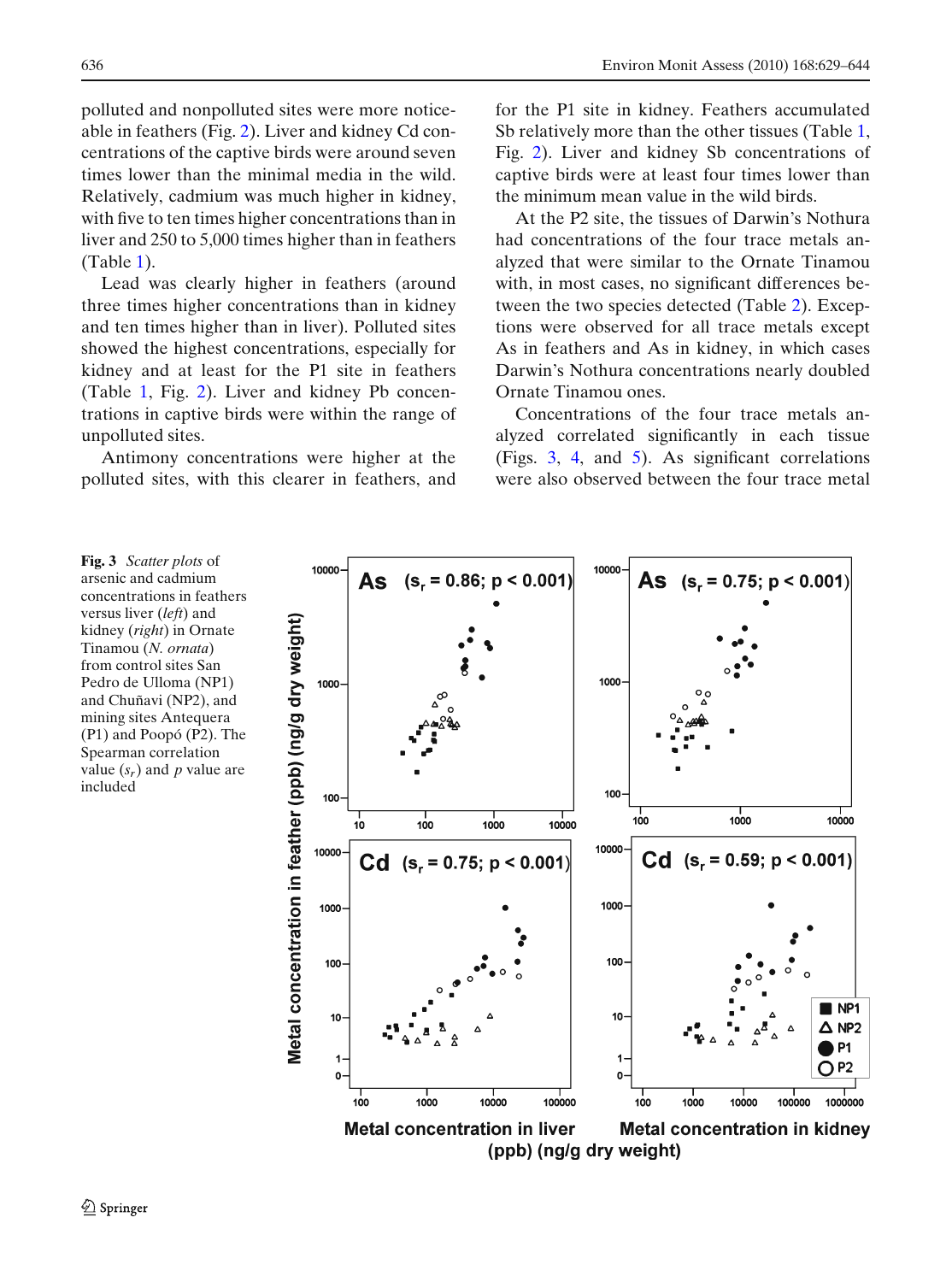polluted and nonpolluted sites were more noticeable in feathers (Fig. 2). Liver and kidney Cd concentrations of the captive birds were around seven times lower than the minimal media in the wild. Relatively, cadmium was much higher in kidney, with five to ten times higher concentrations than in liver and 250 to 5,000 times higher than in feathers (Table 1).

Lead was clearly higher in feathers (around three times higher concentrations than in kidney and ten times higher than in liver). Polluted sites showed the highest concentrations, especially for kidney and at least for the P1 site in feathers (Table 1, Fig. 2). Liver and kidney Pb concentrations in captive birds were within the range of unpolluted sites.

Antimony concentrations were higher at the polluted sites, with this clearer in feathers, and for the P1 site in kidney. Feathers accumulated Sb relatively more than the other tissues (Table 1, Fig. 2). Liver and kidney Sb concentrations of captive birds were at least four times lower than the minimum mean value in the wild birds.

At the P2 site, the tissues of Darwin's Nothura had concentrations of the four trace metals analyzed that were similar to the Ornate Tinamou with, in most cases, no significant differences between the two species detected (Table 2). Exceptions were observed for all trace metals except As in feathers and As in kidney, in which cases Darwin's Nothura concentrations nearly doubled Ornate Tinamou ones.

Concentrations of the four trace metals analyzed correlated significantly in each tissue (Figs. 3, 4, and 5). As significant correlations were also observed between the four trace metal

**Fig. 3** *Scatter plots* of arsenic and cadmium concentrations in feathers versus liver (*left*) and kidney (*right*) in Ornate Tinamou (*N. ornata*) from control sites San Pedro de Ulloma (NP1) and Chuñavi (NP2), and mining sites Antequera (P1) and Poopó (P2). The Spearman correlation value ($s_r$) and $p$ value are included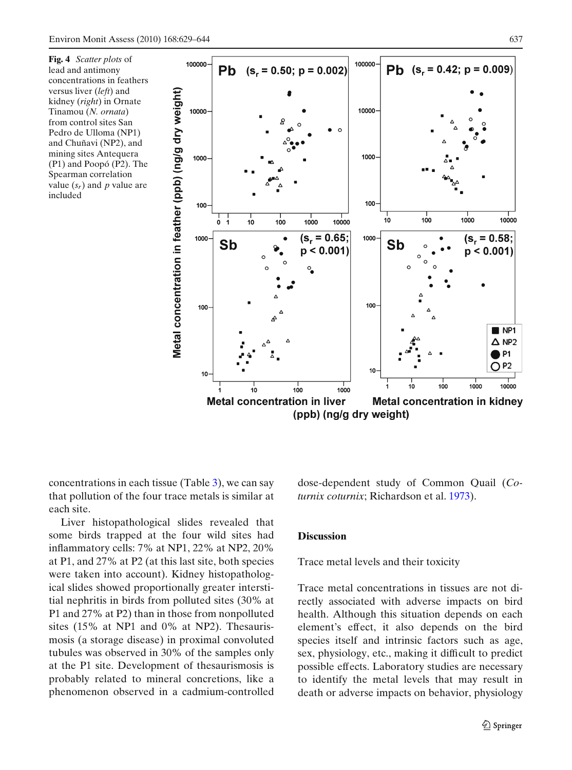**Fig. 4** *Scatter plots* of lead and antimony concentrations in feathers versus liver (*left*) and kidney (*right*) in Ornate Tinamou (*N. ornata*) from control sites San Pedro de Ulloma (NP1) and Chuñavi (NP2), and mining sites Antequera (P1) and Poopó (P2). The Spearman correlation value ($s_r$) and $p$ value are included

concentrations in each tissue (Table 3), we can say that pollution of the four trace metals is similar at each site.

Liver histopathological slides revealed that some birds trapped at the four wild sites had inflammatory cells: 7% at NP1, 22% at NP2, 20% at P1, and 27% at P2 (at this last site, both species were taken into account). Kidney histopathological slides showed proportionally greater interstitial nephritis in birds from polluted sites (30% at P1 and 27% at P2) than in those from nonpolluted sites (15% at NP1 and 0% at NP2). Thesaurismosis (a storage disease) in proximal convoluted tubules was observed in 30% of the samples only at the P1 site. Development of thesaurismosis is probably related to mineral concretions, like a phenomenon observed in a cadmium-controlled dose-dependent study of Common Quail (*Coturnix coturnix*; Richardson et al. 1973).

## Discussion

### Trace metal levels and their toxicity

Trace metal concentrations in tissues are not directly associated with adverse impacts on bird health. Although this situation depends on each element's effect, it also depends on the bird species itself and intrinsic factors such as age, sex, physiology, etc., making it difficult to predict possible effects. Laboratory studies are necessary to identify the metal levels that may result in death or adverse impacts on behavior, physiology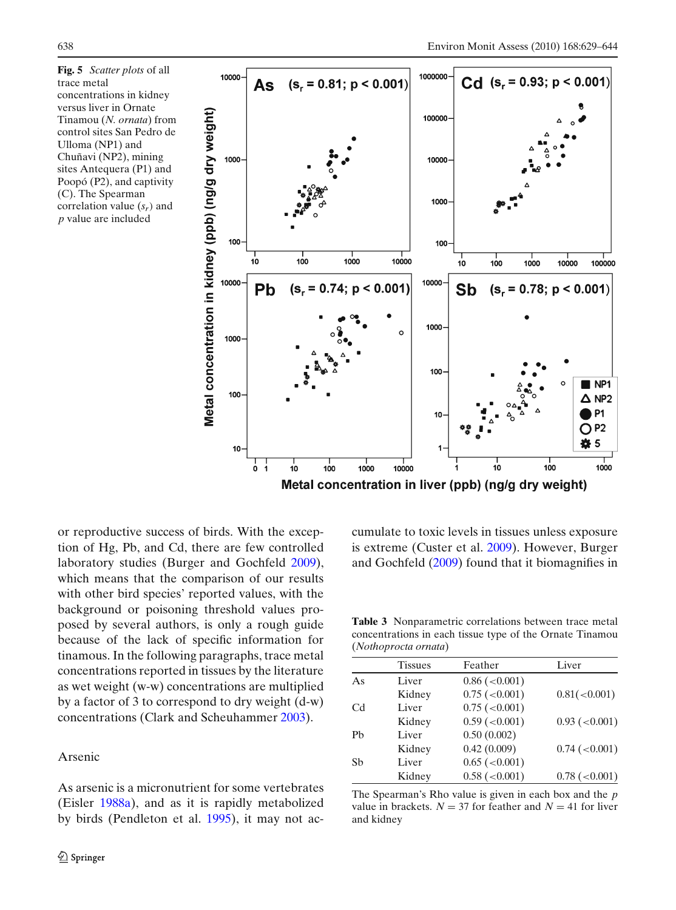**Fig. 5** *Scatter plots* of all trace metal concentrations in kidney versus liver in Ornate Tinamou (*N. ornata*) from control sites San Pedro de Ulloma (NP1) and Chuñavi (NP2), mining sites Antequera (P1) and Poopó (P2), and captivity (C). The Spearman correlation value ($s_r$) and *p* value are included

or reproductive success of birds. With the exception of Hg, Pb, and Cd, there are few controlled laboratory studies (Burger and Gochfeld 2009), which means that the comparison of our results with other bird species' reported values, with the background or poisoning threshold values proposed by several authors, is only a rough guide because of the lack of specific information for tinamous. In the following paragraphs, trace metal concentrations reported in tissues by the literature as wet weight (w-w) concentrations are multiplied by a factor of 3 to correspond to dry weight (d-w) concentrations (Clark and Scheuhammer 2003).

### Arsenic

As arsenic is a micronutrient for some vertebrates (Eisler 1988a), and as it is rapidly metabolized by birds (Pendleton et al. 1995), it may not accumulate to toxic levels in tissues unless exposure is extreme (Custer et al. 2009). However, Burger and Gochfeld (2009) found that it biomagnifies in

**Table 3** Nonparametric correlations between trace metal concentrations in each tissue type of the Ornate Tinamou (*Nothoprocta ornata*)

| | Tissues | Feather | Liver |
|---|---|---|---|
| As | Liver | 0.86 (<0.001) | |
| | Kidney | 0.75 (<0.001) | 0.81(<0.001) |
| Cd | Liver | 0.75 (<0.001) | |
| | Kidney | 0.59 (<0.001) | 0.93 (<0.001) |
| Pb | Liver | 0.50 (0.002) | |
| | Kidney | 0.42 (0.009) | 0.74 (<0.001) |
| Sb | Liver | 0.65 (<0.001) | |
| | Kidney | 0.58 (<0.001) | 0.78 (<0.001) |

The Spearman's Rho value is given in each box and the *p* value in brackets. $N = 37$ for feather and $N = 41$ for liver and kidney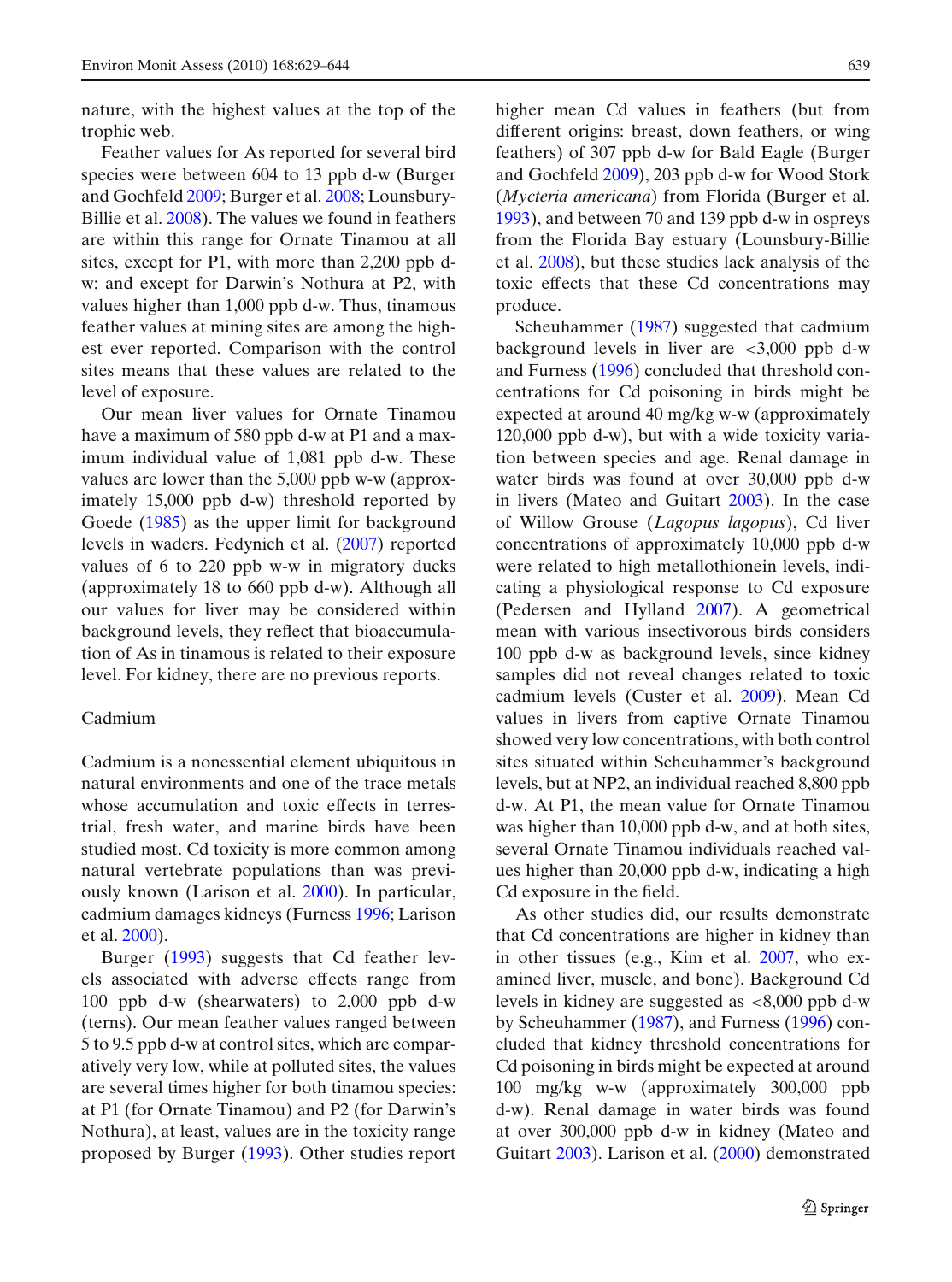nature, with the highest values at the top of the trophic web.

Feather values for As reported for several bird species were between 604 to 13 ppb d-w (Burger and Gochfeld 2009; Burger et al. 2008; Lounsbury-Billie et al. 2008). The values we found in feathers are within this range for Ornate Tinamou at all sites, except for P1, with more than 2,200 ppb d-w; and except for Darwin's Nothura at P2, with values higher than 1,000 ppb d-w. Thus, tinamous feather values at mining sites are among the highest ever reported. Comparison with the control sites means that these values are related to the level of exposure.

Our mean liver values for Ornate Tinamou have a maximum of 580 ppb d-w at P1 and a maximum individual value of 1,081 ppb d-w. These values are lower than the 5,000 ppb w-w (approximately 15,000 ppb d-w) threshold reported by Goede (1985) as the upper limit for background levels in waders. Fedynich et al. (2007) reported values of 6 to 220 ppb w-w in migratory ducks (approximately 18 to 660 ppb d-w). Although all our values for liver may be considered within background levels, they reflect that bioaccumulation of As in tinamous is related to their exposure level. For kidney, there are no previous reports.

### Cadmium

Cadmium is a nonessential element ubiquitous in natural environments and one of the trace metals whose accumulation and toxic effects in terrestrial, fresh water, and marine birds have been studied most. Cd toxicity is more common among natural vertebrate populations than was previously known (Larison et al. 2000). In particular, cadmium damages kidneys (Furness 1996; Larison et al. 2000).

Burger (1993) suggests that Cd feather levels associated with adverse effects range from 100 ppb d-w (shearwaters) to 2,000 ppb d-w (terns). Our mean feather values ranged between 5 to 9.5 ppb d-w at control sites, which are comparatively very low, while at polluted sites, the values are several times higher for both tinamou species: at P1 (for Ornate Tinamou) and P2 (for Darwin's Nothura), at least, values are in the toxicity range proposed by Burger (1993). Other studies report higher mean Cd values in feathers (but from different origins: breast, down feathers, or wing feathers) of 307 ppb d-w for Bald Eagle (Burger and Gochfeld 2009), 203 ppb d-w for Wood Stork (*Mycteria americana*) from Florida (Burger et al. 1993), and between 70 and 139 ppb d-w in ospreys from the Florida Bay estuary (Lounsbury-Billie et al. 2008), but these studies lack analysis of the toxic effects that these Cd concentrations may produce.

Scheuhammer (1987) suggested that cadmium background levels in liver are <3,000 ppb d-w and Furness (1996) concluded that threshold concentrations for Cd poisoning in birds might be expected at around 40 mg/kg w-w (approximately 120,000 ppb d-w), but with a wide toxicity variation between species and age. Renal damage in water birds was found at over 30,000 ppb d-w in livers (Mateo and Guitart 2003). In the case of Willow Grouse (*Lagopus lagopus*), Cd liver concentrations of approximately 10,000 ppb d-w were related to high metallothionein levels, indicating a physiological response to Cd exposure (Pedersen and Hylland 2007). A geometrical mean with various insectivorous birds considers 100 ppb d-w as background levels, since kidney samples did not reveal changes related to toxic cadmium levels (Custer et al. 2009). Mean Cd values in livers from captive Ornate Tinamou showed very low concentrations, with both control sites situated within Scheuhammer's background levels, but at NP2, an individual reached 8,800 ppb d-w. At P1, the mean value for Ornate Tinamou was higher than 10,000 ppb d-w, and at both sites, several Ornate Tinamou individuals reached values higher than 20,000 ppb d-w, indicating a high Cd exposure in the field.

As other studies did, our results demonstrate that Cd concentrations are higher in kidney than in other tissues (e.g., Kim et al. 2007, who examined liver, muscle, and bone). Background Cd levels in kidney are suggested as <8,000 ppb d-w by Scheuhammer (1987), and Furness (1996) concluded that kidney threshold concentrations for Cd poisoning in birds might be expected at around 100 mg/kg w-w (approximately 300,000 ppb d-w). Renal damage in water birds was found at over 300,000 ppb d-w in kidney (Mateo and Guitart 2003). Larison et al. (2000) demonstrated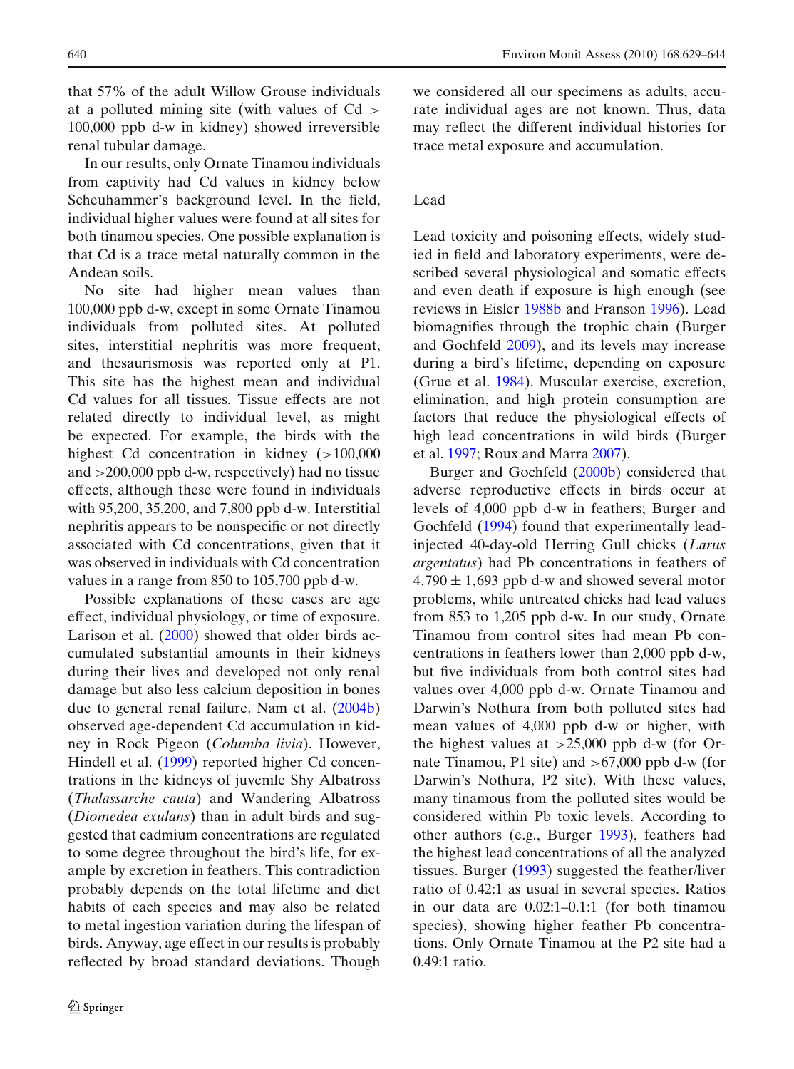that 57% of the adult Willow Grouse individuals at a polluted mining site (with values of Cd > 100,000 ppb d-w in kidney) showed irreversible renal tubular damage.

In our results, only Ornate Tinamou individuals from captivity had Cd values in kidney below Scheuhammer's background level. In the field, individual higher values were found at all sites for both tinamou species. One possible explanation is that Cd is a trace metal naturally common in the Andean soils.

No site had higher mean values than 100,000 ppb d-w, except in some Ornate Tinamou individuals from polluted sites. At polluted sites, interstitial nephritis was more frequent, and thesaurismosis was reported only at P1. This site has the highest mean and individual Cd values for all tissues. Tissue effects are not related directly to individual level, as might be expected. For example, the birds with the highest Cd concentration in kidney (>100,000 and >200,000 ppb d-w, respectively) had no tissue effects, although these were found in individuals with 95,200, 35,200, and 7,800 ppb d-w. Interstitial nephritis appears to be nonspecific or not directly associated with Cd concentrations, given that it was observed in individuals with Cd concentration values in a range from 850 to 105,700 ppb d-w.

Possible explanations of these cases are age effect, individual physiology, or time of exposure. Larison et al. (2000) showed that older birds accumulated substantial amounts in their kidneys during their lives and developed not only renal damage but also less calcium deposition in bones due to general renal failure. Nam et al. (2004b) observed age-dependent Cd accumulation in kidney in Rock Pigeon (*Columba livia*). However, Hindell et al. (1999) reported higher Cd concentrations in the kidneys of juvenile Shy Albatross (*Thalassarche cauta*) and Wandering Albatross (*Diomedea exulans*) than in adult birds and suggested that cadmium concentrations are regulated to some degree throughout the bird's life, for example by excretion in feathers. This contradiction probably depends on the total lifetime and diet habits of each species and may also be related to metal ingestion variation during the lifespan of birds. Anyway, age effect in our results is probably reflected by broad standard deviations. Though we considered all our specimens as adults, accurate individual ages are not known. Thus, data may reflect the different individual histories for trace metal exposure and accumulation.

## Lead

Lead toxicity and poisoning effects, widely studied in field and laboratory experiments, were described several physiological and somatic effects and even death if exposure is high enough (see reviews in Eisler 1988b and Franson 1996). Lead biomagnifies through the trophic chain (Burger and Gochfeld 2009), and its levels may increase during a bird's lifetime, depending on exposure (Grue et al. 1984). Muscular exercise, excretion, elimination, and high protein consumption are factors that reduce the physiological effects of high lead concentrations in wild birds (Burger et al. 1997; Roux and Marra 2007).

Burger and Gochfeld (2000b) considered that adverse reproductive effects in birds occur at levels of 4,000 ppb d-w in feathers; Burger and Gochfeld (1994) found that experimentally lead-injected 40-day-old Herring Gull chicks (*Larus argentatus*) had Pb concentrations in feathers of $4{,}790 \pm 1{,}693$ ppb d-w and showed several motor problems, while untreated chicks had lead values from 853 to 1,205 ppb d-w. In our study, Ornate Tinamou from control sites had mean Pb concentrations in feathers lower than 2,000 ppb d-w, but five individuals from both control sites had values over 4,000 ppb d-w. Ornate Tinamou and Darwin's Nothura from both polluted sites had mean values of 4,000 ppb d-w or higher, with the highest values at >25,000 ppb d-w (for Ornate Tinamou, P1 site) and >67,000 ppb d-w (for Darwin's Nothura, P2 site). With these values, many tinamous from the polluted sites would be considered within Pb toxic levels. According to other authors (e.g., Burger 1993), feathers had the highest lead concentrations of all the analyzed tissues. Burger (1993) suggested the feather/liver ratio of 0.42:1 as usual in several species. Ratios in our data are 0.02:1–0.1:1 (for both tinamou species), showing higher feather Pb concentrations. Only Ornate Tinamou at the P2 site had a 0.49:1 ratio.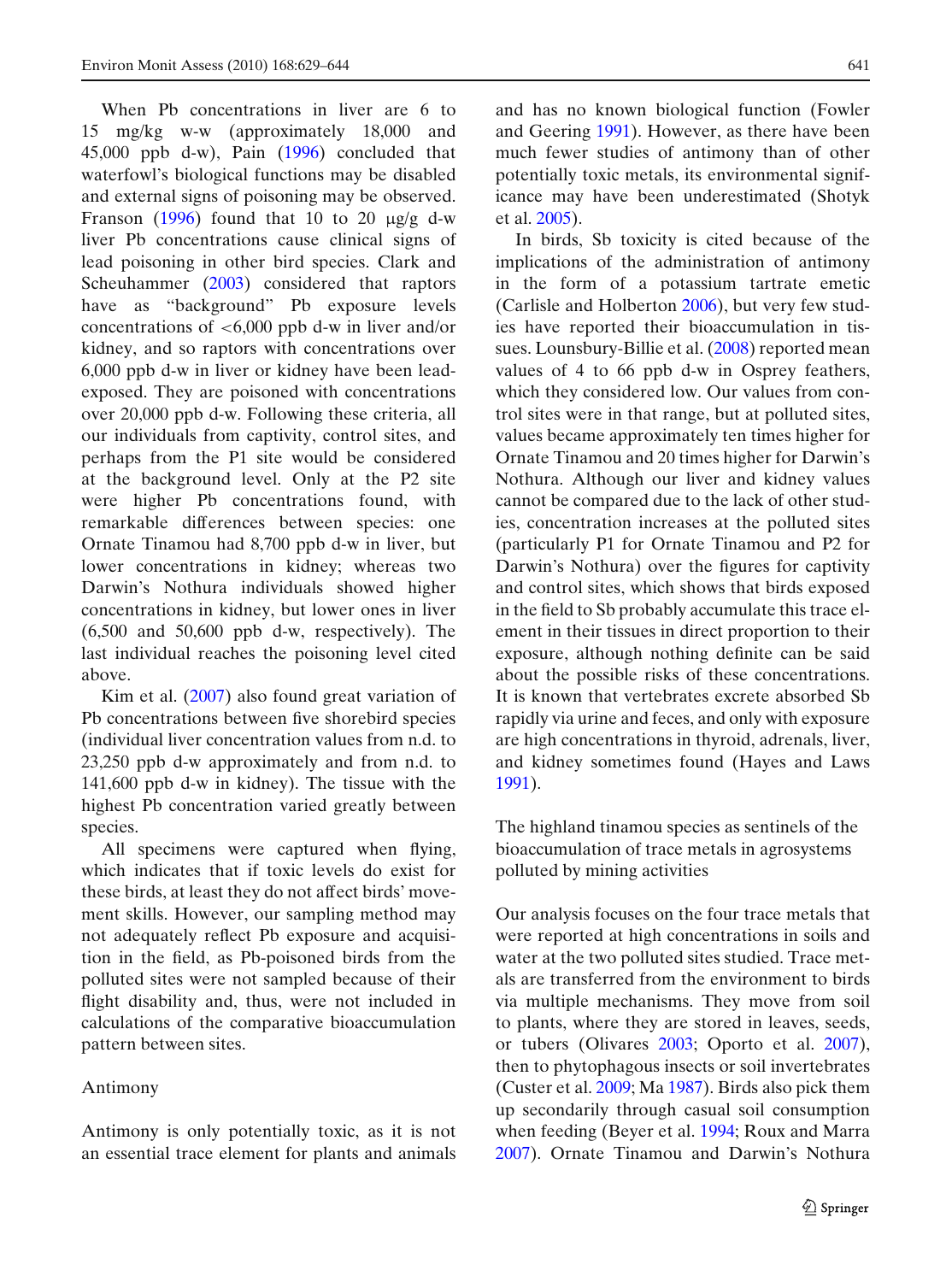When Pb concentrations in liver are 6 to 15 mg/kg w-w (approximately 18,000 and 45,000 ppb d-w), Pain (1996) concluded that waterfowl's biological functions may be disabled and external signs of poisoning may be observed. Franson (1996) found that 10 to 20 μg/g d-w liver Pb concentrations cause clinical signs of lead poisoning in other bird species. Clark and Scheuhammer (2003) considered that raptors have as "background" Pb exposure levels concentrations of <6,000 ppb d-w in liver and/or kidney, and so raptors with concentrations over 6,000 ppb d-w in liver or kidney have been lead-exposed. They are poisoned with concentrations over 20,000 ppb d-w. Following these criteria, all our individuals from captivity, control sites, and perhaps from the P1 site would be considered at the background level. Only at the P2 site were higher Pb concentrations found, with remarkable differences between species: one Ornate Tinamou had 8,700 ppb d-w in liver, but lower concentrations in kidney; whereas two Darwin's Nothura individuals showed higher concentrations in kidney, but lower ones in liver (6,500 and 50,600 ppb d-w, respectively). The last individual reaches the poisoning level cited above.

Kim et al. (2007) also found great variation of Pb concentrations between five shorebird species (individual liver concentration values from n.d. to 23,250 ppb d-w approximately and from n.d. to 141,600 ppb d-w in kidney). The tissue with the highest Pb concentration varied greatly between species.

All specimens were captured when flying, which indicates that if toxic levels do exist for these birds, at least they do not affect birds' movement skills. However, our sampling method may not adequately reflect Pb exposure and acquisition in the field, as Pb-poisoned birds from the polluted sites were not sampled because of their flight disability and, thus, were not included in calculations of the comparative bioaccumulation pattern between sites.

### Antimony

Antimony is only potentially toxic, as it is not an essential trace element for plants and animals and has no known biological function (Fowler and Geering 1991). However, as there have been much fewer studies of antimony than of other potentially toxic metals, its environmental significance may have been underestimated (Shotyk et al. 2005).

In birds, Sb toxicity is cited because of the implications of the administration of antimony in the form of a potassium tartrate emetic (Carlisle and Holberton 2006), but very few studies have reported their bioaccumulation in tissues. Lounsbury-Billie et al. (2008) reported mean values of 4 to 66 ppb d-w in Osprey feathers, which they considered low. Our values from control sites were in that range, but at polluted sites, values became approximately ten times higher for Ornate Tinamou and 20 times higher for Darwin's Nothura. Although our liver and kidney values cannot be compared due to the lack of other studies, concentration increases at the polluted sites (particularly P1 for Ornate Tinamou and P2 for Darwin's Nothura) over the figures for captivity and control sites, which shows that birds exposed in the field to Sb probably accumulate this trace element in their tissues in direct proportion to their exposure, although nothing definite can be said about the possible risks of these concentrations. It is known that vertebrates excrete absorbed Sb rapidly via urine and feces, and only with exposure are high concentrations in thyroid, adrenals, liver, and kidney sometimes found (Hayes and Laws 1991).

## The highland tinamou species as sentinels of the bioaccumulation of trace metals in agrosystems polluted by mining activities

Our analysis focuses on the four trace metals that were reported at high concentrations in soils and water at the two polluted sites studied. Trace metals are transferred from the environment to birds via multiple mechanisms. They move from soil to plants, where they are stored in leaves, seeds, or tubers (Olivares 2003; Oporto et al. 2007), then to phytophagous insects or soil invertebrates (Custer et al. 2009; Ma 1987). Birds also pick them up secondarily through casual soil consumption when feeding (Beyer et al. 1994; Roux and Marra 2007). Ornate Tinamou and Darwin's Nothura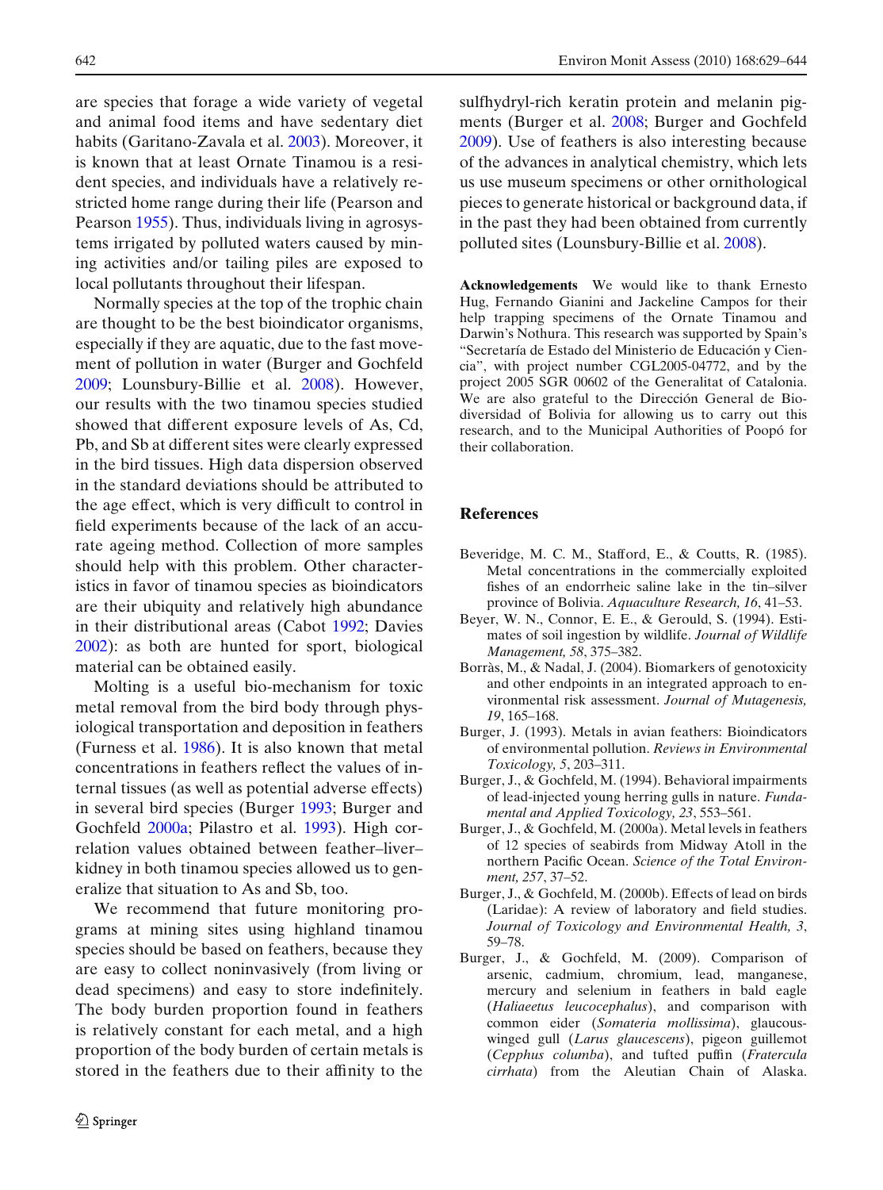are species that forage a wide variety of vegetal and animal food items and have sedentary diet habits (Garitano-Zavala et al. 2003). Moreover, it is known that at least Ornate Tinamou is a resident species, and individuals have a relatively restricted home range during their life (Pearson and Pearson 1955). Thus, individuals living in agrosystems irrigated by polluted waters caused by mining activities and/or tailing piles are exposed to local pollutants throughout their lifespan.

Normally species at the top of the trophic chain are thought to be the best bioindicator organisms, especially if they are aquatic, due to the fast movement of pollution in water (Burger and Gochfeld 2009; Lounsbury-Billie et al. 2008). However, our results with the two tinamou species studied showed that different exposure levels of As, Cd, Pb, and Sb at different sites were clearly expressed in the bird tissues. High data dispersion observed in the standard deviations should be attributed to the age effect, which is very difficult to control in field experiments because of the lack of an accurate ageing method. Collection of more samples should help with this problem. Other characteristics in favor of tinamou species as bioindicators are their ubiquity and relatively high abundance in their distributional areas (Cabot 1992; Davies 2002): as both are hunted for sport, biological material can be obtained easily.

Molting is a useful bio-mechanism for toxic metal removal from the bird body through physiological transportation and deposition in feathers (Furness et al. 1986). It is also known that metal concentrations in feathers reflect the values of internal tissues (as well as potential adverse effects) in several bird species (Burger 1993; Burger and Gochfeld 2000a; Pilastro et al. 1993). High correlation values obtained between feather–liver–kidney in both tinamou species allowed us to generalize that situation to As and Sb, too.

We recommend that future monitoring programs at mining sites using highland tinamou species should be based on feathers, because they are easy to collect noninvasively (from living or dead specimens) and easy to store indefinitely. The body burden proportion found in feathers is relatively constant for each metal, and a high proportion of the body burden of certain metals is stored in the feathers due to their affinity to the sulfhydryl-rich keratin protein and melanin pigments (Burger et al. 2008; Burger and Gochfeld 2009). Use of feathers is also interesting because of the advances in analytical chemistry, which lets us use museum specimens or other ornithological pieces to generate historical or background data, if in the past they had been obtained from currently polluted sites (Lounsbury-Billie et al. 2008).

**Acknowledgements** We would like to thank Ernesto Hug, Fernando Gianini and Jackeline Campos for their help trapping specimens of the Ornate Tinamou and Darwin's Nothura. This research was supported by Spain's "Secretaría de Estado del Ministerio de Educación y Ciencia", with project number CGL2005-04772, and by the project 2005 SGR 00602 of the Generalitat of Catalonia. We are also grateful to the Dirección General de Biodiversidad of Bolivia for allowing us to carry out this research, and to the Municipal Authorities of Poopó for their collaboration.

## References

Beveridge, M. C. M., Stafford, E., & Coutts, R. (1985). Metal concentrations in the commercially exploited fishes of an endorrheic saline lake in the tin–silver province of Bolivia. *Aquaculture Research, 16*, 41–53.

Beyer, W. N., Connor, E. E., & Gerould, S. (1994). Estimates of soil ingestion by wildlife. *Journal of Wildlife Management, 58*, 375–382.

Borràs, M., & Nadal, J. (2004). Biomarkers of genotoxicity and other endpoints in an integrated approach to environmental risk assessment. *Journal of Mutagenesis, 19*, 165–168.

Burger, J. (1993). Metals in avian feathers: Bioindicators of environmental pollution. *Reviews in Environmental Toxicology, 5*, 203–311.

Burger, J., & Gochfeld, M. (1994). Behavioral impairments of lead-injected young herring gulls in nature. *Fundamental and Applied Toxicology, 23*, 553–561.

Burger, J., & Gochfeld, M. (2000a). Metal levels in feathers of 12 species of seabirds from Midway Atoll in the northern Pacific Ocean. *Science of the Total Environment, 257*, 37–52.

Burger, J., & Gochfeld, M. (2000b). Effects of lead on birds (Laridae): A review of laboratory and field studies. *Journal of Toxicology and Environmental Health, 3*, 59–78.

Burger, J., & Gochfeld, M. (2009). Comparison of arsenic, cadmium, chromium, lead, manganese, mercury and selenium in feathers in bald eagle (*Haliaeetus leucocephalus*), and comparison with common eider (*Somateria mollissima*), glaucous-winged gull (*Larus glaucescens*), pigeon guillemot (*Cepphus columba*), and tufted puffin (*Fratercula cirrhata*) from the Aleutian Chain of Alaska.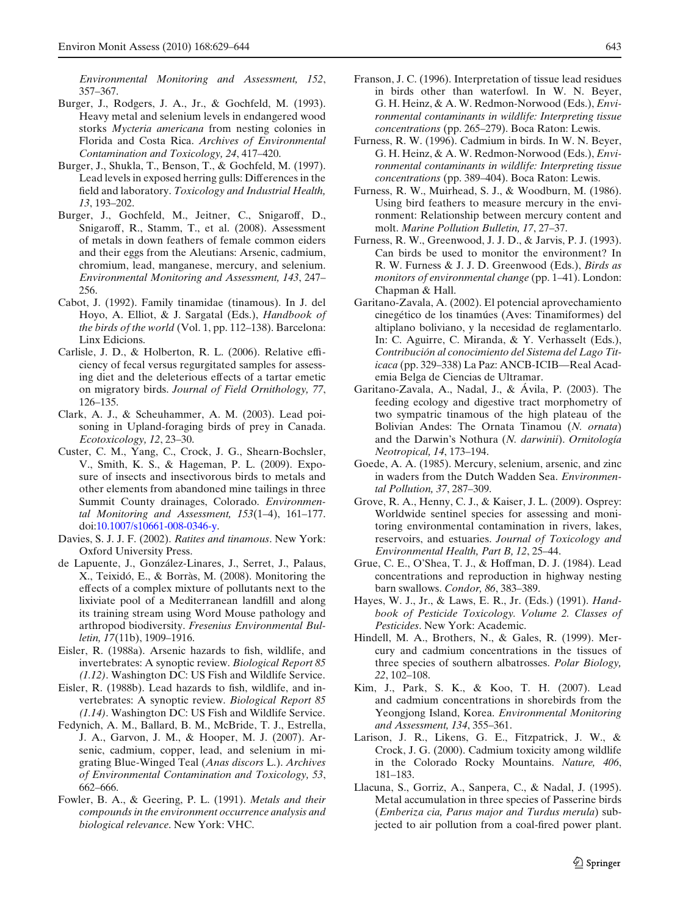*Environmental Monitoring and Assessment, 152*, 357–367.

Burger, J., Rodgers, J. A., Jr., & Gochfeld, M. (1993). Heavy metal and selenium levels in endangered wood storks *Mycteria americana* from nesting colonies in Florida and Costa Rica. *Archives of Environmental Contamination and Toxicology, 24*, 417–420.

Burger, J., Shukla, T., Benson, T., & Gochfeld, M. (1997). Lead levels in exposed herring gulls: Differences in the field and laboratory. *Toxicology and Industrial Health, 13*, 193–202.

Burger, J., Gochfeld, M., Jeitner, C., Snigaroff, D., Snigaroff, R., Stamm, T., et al. (2008). Assessment of metals in down feathers of female common eiders and their eggs from the Aleutians: Arsenic, cadmium, chromium, lead, manganese, mercury, and selenium. *Environmental Monitoring and Assessment, 143*, 247–256.

Cabot, J. (1992). Family tinamidae (tinamous). In J. del Hoyo, A. Elliot, & J. Sargatal (Eds.), *Handbook of the birds of the world* (Vol. 1, pp. 112–138). Barcelona: Linx Edicions.

Carlisle, J. D., & Holberton, R. L. (2006). Relative efficiency of fecal versus regurgitated samples for assessing diet and the deleterious effects of a tartar emetic on migratory birds. *Journal of Field Ornithology, 77*, 126–135.

Clark, A. J., & Scheuhammer, A. M. (2003). Lead poisoning in Upland-foraging birds of prey in Canada. *Ecotoxicology, 12*, 23–30.

Custer, C. M., Yang, C., Crock, J. G., Shearn-Bochsler, V., Smith, K. S., & Hageman, P. L. (2009). Exposure of insects and insectivorous birds to metals and other elements from abandoned mine tailings in three Summit County drainages, Colorado. *Environmental Monitoring and Assessment, 153*(1–4), 161–177. doi:10.1007/s10661-008-0346-y.

Davies, S. J. J. F. (2002). *Ratites and tinamous*. New York: Oxford University Press.

de Lapuente, J., González-Linares, J., Serret, J., Palaus, X., Teixidó, E., & Borràs, M. (2008). Monitoring the effects of a complex mixture of pollutants next to the lixiviate pool of a Mediterranean landfill and along its training stream using Word Mouse pathology and arthropod biodiversity. *Fresenius Environmental Bulletin, 17*(11b), 1909–1916.

Eisler, R. (1988a). Arsenic hazards to fish, wildlife, and invertebrates: A synoptic review. *Biological Report 85 (1.12)*. Washington DC: US Fish and Wildlife Service.

Eisler, R. (1988b). Lead hazards to fish, wildlife, and invertebrates: A synoptic review. *Biological Report 85 (1.14)*. Washington DC: US Fish and Wildlife Service.

Fedynich, A. M., Ballard, B. M., McBride, T. J., Estrella, J. A., Garvon, J. M., & Hooper, M. J. (2007). Arsenic, cadmium, copper, lead, and selenium in migrating Blue-Winged Teal (*Anas discors* L.). *Archives of Environmental Contamination and Toxicology, 53*, 662–666.

Fowler, B. A., & Geering, P. L. (1991). *Metals and their compounds in the environment occurrence analysis and biological relevance*. New York: VHC.

Franson, J. C. (1996). Interpretation of tissue lead residues in birds other than waterfowl. In W. N. Beyer, G. H. Heinz, & A. W. Redmon-Norwood (Eds.), *Environmental contaminants in wildlife: Interpreting tissue concentrations* (pp. 265–279). Boca Raton: Lewis.

Furness, R. W. (1996). Cadmium in birds. In W. N. Beyer, G. H. Heinz, & A. W. Redmon-Norwood (Eds.), *Environmental contaminants in wildlife: Interpreting tissue concentrations* (pp. 389–404). Boca Raton: Lewis.

Furness, R. W., Muirhead, S. J., & Woodburn, M. (1986). Using bird feathers to measure mercury in the environment: Relationship between mercury content and molt. *Marine Pollution Bulletin, 17*, 27–37.

Furness, R. W., Greenwood, J. J. D., & Jarvis, P. J. (1993). Can birds be used to monitor the environment? In R. W. Furness & J. J. D. Greenwood (Eds.), *Birds as monitors of environmental change* (pp. 1–41). London: Chapman & Hall.

Garitano-Zavala, A. (2002). El potencial aprovechamiento cinegético de los tinamúes (Aves: Tinamiformes) del altiplano boliviano, y la necesidad de reglamentarlo. In: C. Aguirre, C. Miranda, & Y. Verhasselt (Eds.), *Contribución al conocimiento del Sistema del Lago Titicaca* (pp. 329–338) La Paz: ANCB-ICIB—Real Academia Belga de Ciencias de Ultramar.

Garitano-Zavala, A., Nadal, J., & Ávila, P. (2003). The feeding ecology and digestive tract morphometry of two sympatric tinamous of the high plateau of the Bolivian Andes: The Ornata Tinamou (*N. ornata*) and the Darwin's Nothura (*N. darwinii*). *Ornitología Neotropical, 14*, 173–194.

Goede, A. A. (1985). Mercury, selenium, arsenic, and zinc in waders from the Dutch Wadden Sea. *Environmental Pollution, 37*, 287–309.

Grove, R. A., Henny, C. J., & Kaiser, J. L. (2009). Osprey: Worldwide sentinel species for assessing and monitoring environmental contamination in rivers, lakes, reservoirs, and estuaries. *Journal of Toxicology and Environmental Health, Part B, 12*, 25–44.

Grue, C. E., O'Shea, T. J., & Hoffman, D. J. (1984). Lead concentrations and reproduction in highway nesting barn swallows. *Condor, 86*, 383–389.

Hayes, W. J., Jr., & Laws, E. R., Jr. (Eds.) (1991). *Handbook of Pesticide Toxicology. Volume 2. Classes of Pesticides*. New York: Academic.

Hindell, M. A., Brothers, N., & Gales, R. (1999). Mercury and cadmium concentrations in the tissues of three species of southern albatrosses. *Polar Biology, 22*, 102–108.

Kim, J., Park, S. K., & Koo, T. H. (2007). Lead and cadmium concentrations in shorebirds from the Yeongjong Island, Korea. *Environmental Monitoring and Assessment, 134*, 355–361.

Larison, J. R., Likens, G. E., Fitzpatrick, J. W., & Crock, J. G. (2000). Cadmium toxicity among wildlife in the Colorado Rocky Mountains. *Nature, 406*, 181–183.

Llacuna, S., Gorriz, A., Sanpera, C., & Nadal, J. (1995). Metal accumulation in three species of Passerine birds (*Emberiza cia, Parus major and Turdus merula*) subjected to air pollution from a coal-fired power plant.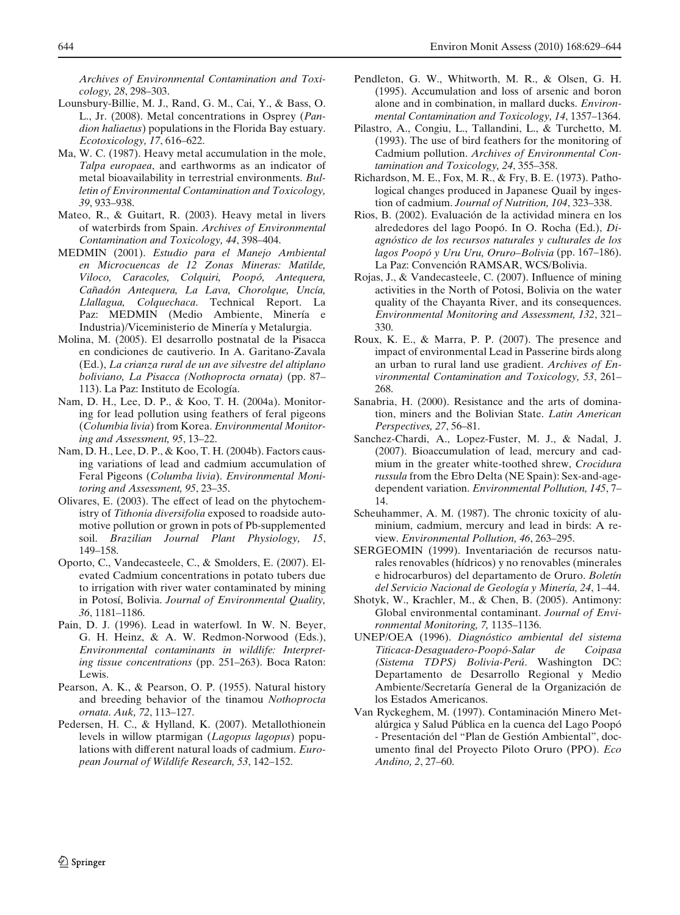Archives of Environmental Contamination and Toxicology, 28*, 298–303.

Lounsbury-Billie, M. J., Rand, G. M., Cai, Y., & Bass, O. L., Jr. (2008). Metal concentrations in Osprey (*Pandion haliaetus*) populations in the Florida Bay estuary. *Ecotoxicology, 17*, 616–622.

Ma, W. C. (1987). Heavy metal accumulation in the mole, *Talpa europaea*, and earthworms as an indicator of metal bioavailability in terrestrial environments. *Bulletin of Environmental Contamination and Toxicology, 39*, 933–938.

Mateo, R., & Guitart, R. (2003). Heavy metal in livers of waterbirds from Spain. *Archives of Environmental Contamination and Toxicology, 44*, 398–404.

MEDMIN (2001). *Estudio para el Manejo Ambiental en Microcuencas de 12 Zonas Mineras: Matilde, Viloco, Caracoles, Colquiri, Poopó, Antequera, Cañadón Antequera, La Lava, Chorolque, Uncía, Llallagua, Colquechaca*. Technical Report. La Paz: MEDMIN (Medio Ambiente, Minería e Industria)/Viceministerio de Minería y Metalurgia.

Molina, M. (2005). El desarrollo postnatal de la Pisacca en condiciones de cautiverio. In A. Garitano-Zavala (Ed.), *La crianza rural de un ave silvestre del altiplano boliviano, La Pisacca (Nothoprocta ornata)* (pp. 87–113). La Paz: Instituto de Ecología.

Nam, D. H., Lee, D. P., & Koo, T. H. (2004a). Monitoring for lead pollution using feathers of feral pigeons (*Columbia livia*) from Korea. *Environmental Monitoring and Assessment, 95*, 13–22.

Nam, D. H., Lee, D. P., & Koo, T. H. (2004b). Factors causing variations of lead and cadmium accumulation of Feral Pigeons (*Columba livia*). *Environmental Monitoring and Assessment, 95*, 23–35.

Olivares, E. (2003). The effect of lead on the phytochemistry of *Tithonia diversifolia* exposed to roadside automotive pollution or grown in pots of Pb-supplemented soil. *Brazilian Journal Plant Physiology, 15*, 149–158.

Oporto, C., Vandecasteele, C., & Smolders, E. (2007). Elevated Cadmium concentrations in potato tubers due to irrigation with river water contaminated by mining in Potosí, Bolivia. *Journal of Environmental Quality, 36*, 1181–1186.

Pain, D. J. (1996). Lead in waterfowl. In W. N. Beyer, G. H. Heinz, & A. W. Redmon-Norwood (Eds.), *Environmental contaminants in wildlife: Interpreting tissue concentrations* (pp. 251–263). Boca Raton: Lewis.

Pearson, A. K., & Pearson, O. P. (1955). Natural history and breeding behavior of the tinamou *Nothoprocta ornata*. *Auk, 72*, 113–127.

Pedersen, H. C., & Hylland, K. (2007). Metallothionein levels in willow ptarmigan (*Lagopus lagopus*) populations with different natural loads of cadmium. *European Journal of Wildlife Research, 53*, 142–152.

Pendleton, G. W., Whitworth, M. R., & Olsen, G. H. (1995). Accumulation and loss of arsenic and boron alone and in combination, in mallard ducks. *Environmental Contamination and Toxicology, 14*, 1357–1364.

Pilastro, A., Congiu, L., Tallandini, L., & Turchetto, M. (1993). The use of bird feathers for the monitoring of Cadmium pollution. *Archives of Environmental Contamination and Toxicology, 24*, 355–358.

Richardson, M. E., Fox, M. R., & Fry, B. E. (1973). Pathological changes produced in Japanese Quail by ingestion of cadmium. *Journal of Nutrition, 104*, 323–338.

Rios, B. (2002). Evaluación de la actividad minera en los alrededores del lago Poopó. In O. Rocha (Ed.), *Diagnóstico de los recursos naturales y culturales de los lagos Poopó y Uru Uru, Oruro–Bolivia* (pp. 167–186). La Paz: Convención RAMSAR, WCS/Bolivia.

Rojas, J., & Vandecasteele, C. (2007). Influence of mining activities in the North of Potosi, Bolivia on the water quality of the Chayanta River, and its consequences. *Environmental Monitoring and Assessment, 132*, 321–330.

Roux, K. E., & Marra, P. P. (2007). The presence and impact of environmental Lead in Passerine birds along an urban to rural land use gradient. *Archives of Environmental Contamination and Toxicology, 53*, 261–268.

Sanabria, H. (2000). Resistance and the arts of domination, miners and the Bolivian State. *Latin American Perspectives, 27*, 56–81.

Sanchez-Chardi, A., Lopez-Fuster, M. J., & Nadal, J. (2007). Bioaccumulation of lead, mercury and cadmium in the greater white-toothed shrew, *Crocidura russula* from the Ebro Delta (NE Spain): Sex-and-age-dependent variation. *Environmental Pollution, 145*, 7–14.

Scheuhammer, A. M. (1987). The chronic toxicity of aluminium, cadmium, mercury and lead in birds: A review. *Environmental Pollution, 46*, 263–295.

SERGEOMIN (1999). Inventariación de recursos naturales renovables (hídricos) y no renovables (minerales e hidrocarburos) del departamento de Oruro. *Boletín del Servicio Nacional de Geología y Minería, 24*, 1–44.

Shotyk, W., Krachler, M., & Chen, B. (2005). Antimony: Global environmental contaminant. *Journal of Environmental Monitoring, 7*, 1135–1136.

UNEP/OEA (1996). *Diagnóstico ambiental del sistema Titicaca-Desaguadero-Poopó-Salar de Coipasa (Sistema TDPS) Bolivia-Perú*. Washington DC: Departamento de Desarrollo Regional y Medio Ambiente/Secretaría General de la Organización de los Estados Americanos.

Van Ryckeghem, M. (1997). Contaminación Minero Metalúrgica y Salud Pública en la cuenca del Lago Poopó - Presentación del "Plan de Gestión Ambiental", documento final del Proyecto Piloto Oruro (PPO). *Eco Andino, 2*, 27–60.